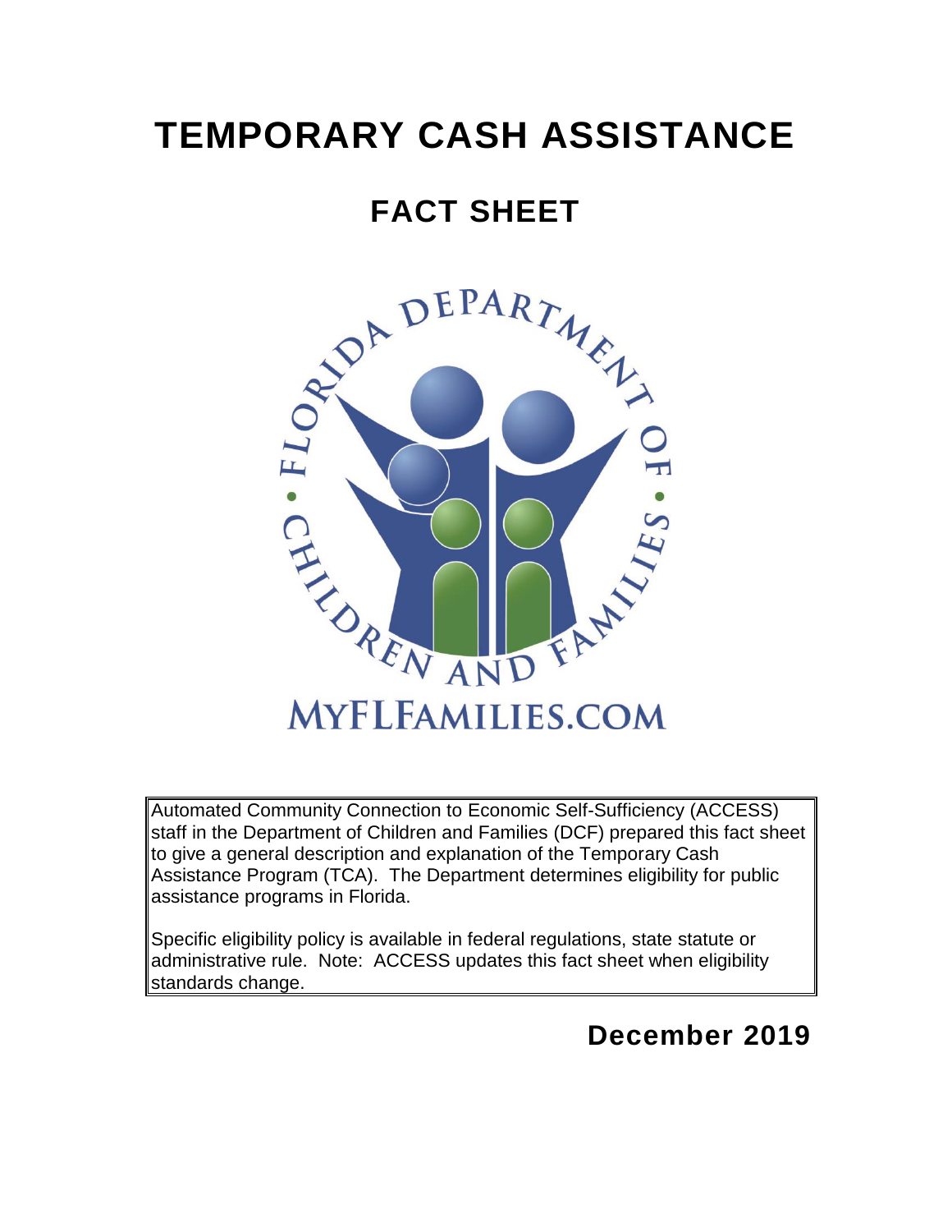# TEMPORARY CASH ASSISTANCE

## FACT SHEET

Automated Community Connection to Economic Self-Sufficiency (ACCESS) staff in the Department of Children and Families (DCF) prepared this fact sheet to give a general description and explanation of the Temporary Cash Assistance Program (TCA). The Department determines eligibility for public assistance programs in Florida.

Specific eligibility policy is available in federal regulations, state statute or administrative rule. Note: ACCESS updates this fact sheet when eligibility standards change.

**December 2019**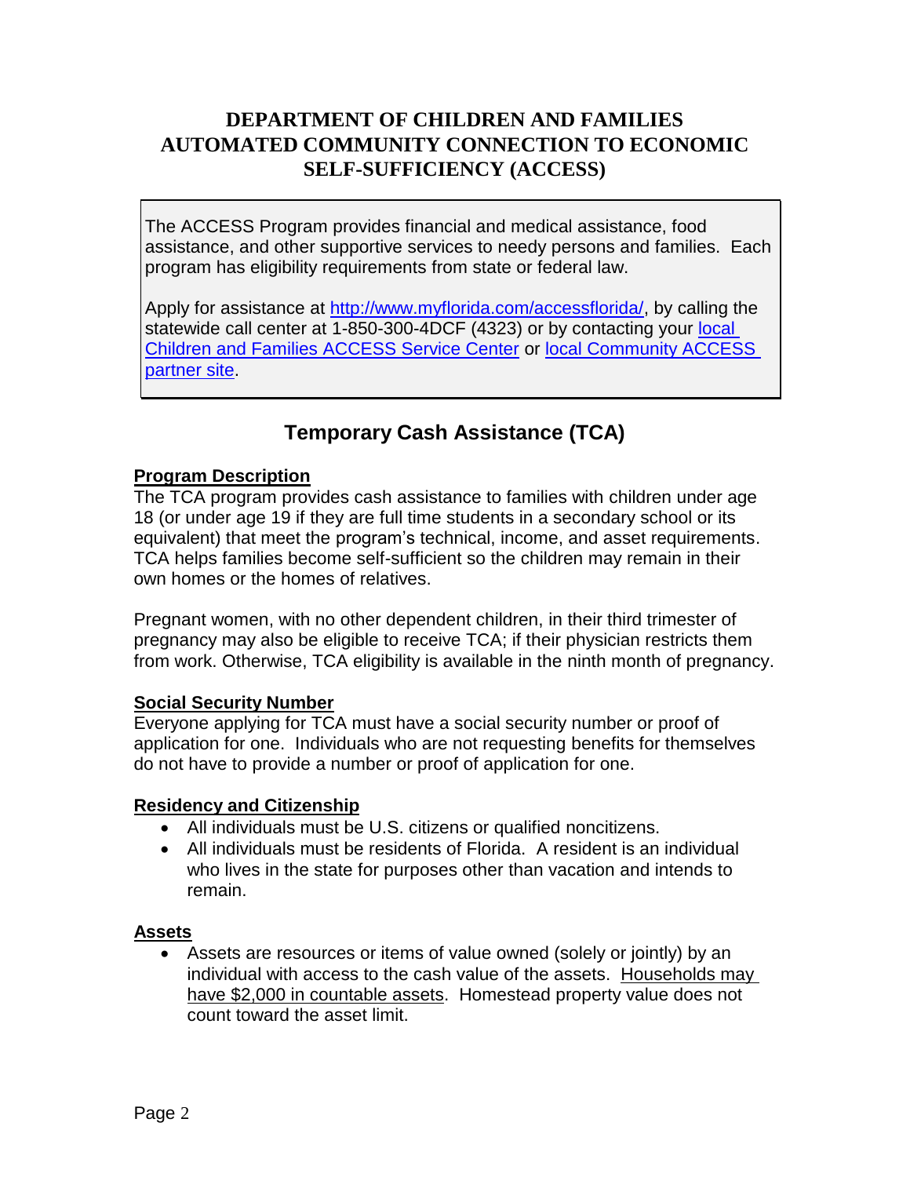# DEPARTMENT OF CHILDREN AND FAMILIES AUTOMATED COMMUNITY CONNECTION TO ECONOMIC SELF-SUFFICIENCY (ACCESS)

The ACCESS Program provides financial and medical assistance, food assistance, and other supportive services to needy persons and families. Each program has eligibility requirements from state or federal law.

Apply for assistance at [http://www.myflorida.com/accessflorida/](http://www.myflorida.com/accessflorida/), by calling the statewide call center at 1-850-300-4DCF (4323) or by contacting your local Children and Families ACCESS Service Center or local Community ACCESS partner site.

## Temporary Cash Assistance (TCA)

### Program Description

The TCA program provides cash assistance to families with children under age 18 (or under age 19 if they are full time students in a secondary school or its equivalent) that meet the program's technical, income, and asset requirements. TCA helps families become self-sufficient so the children may remain in their own homes or the homes of relatives.

Pregnant women, with no other dependent children, in their third trimester of pregnancy may also be eligible to receive TCA; if their physician restricts them from work. Otherwise, TCA eligibility is available in the ninth month of pregnancy.

### Social Security Number

Everyone applying for TCA must have a social security number or proof of application for one. Individuals who are not requesting benefits for themselves do not have to provide a number or proof of application for one.

### Residency and Citizenship

- All individuals must be U.S. citizens or qualified noncitizens.
- All individuals must be residents of Florida. A resident is an individual who lives in the state for purposes other than vacation and intends to remain.

### Assets

- Assets are resources or items of value owned (solely or jointly) by an individual with access to the cash value of the assets. Households may have $2,000 in countable assets. Homestead property value does not count toward the asset limit.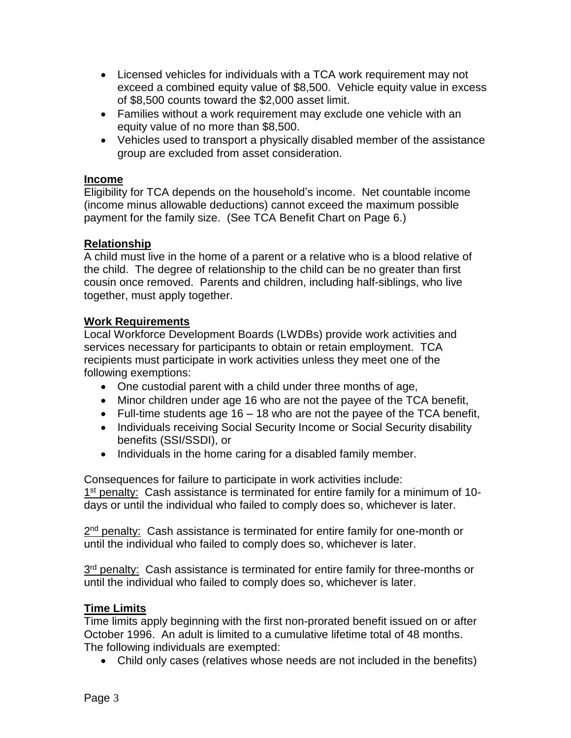- Licensed vehicles for individuals with a TCA work requirement may not exceed a combined equity value of $8,500. Vehicle equity value in excess of $8,500 counts toward the $2,000 asset limit.
- Families without a work requirement may exclude one vehicle with an equity value of no more than $8,500.
- Vehicles used to transport a physically disabled member of the assistance group are excluded from asset consideration.

**Income**

Eligibility for TCA depends on the household's income. Net countable income (income minus allowable deductions) cannot exceed the maximum possible payment for the family size. (See TCA Benefit Chart on Page 6.)

**Relationship**

A child must live in the home of a parent or a relative who is a blood relative of the child. The degree of relationship to the child can be no greater than first cousin once removed. Parents and children, including half-siblings, who live together, must apply together.

**Work Requirements**

Local Workforce Development Boards (LWDBs) provide work activities and services necessary for participants to obtain or retain employment. TCA recipients must participate in work activities unless they meet one of the following exemptions:

- One custodial parent with a child under three months of age,
- Minor children under age 16 who are not the payee of the TCA benefit,
- Full-time students age 16 – 18 who are not the payee of the TCA benefit,
- Individuals receiving Social Security Income or Social Security disability benefits (SSI/SSDI), or
- Individuals in the home caring for a disabled family member.

Consequences for failure to participate in work activities include:

1st penalty: Cash assistance is terminated for entire family for a minimum of 10-days or until the individual who failed to comply does so, whichever is later.

2nd penalty: Cash assistance is terminated for entire family for one-month or until the individual who failed to comply does so, whichever is later.

3rd penalty: Cash assistance is terminated for entire family for three-months or until the individual who failed to comply does so, whichever is later.

**Time Limits**

Time limits apply beginning with the first non-prorated benefit issued on or after October 1996. An adult is limited to a cumulative lifetime total of 48 months. The following individuals are exempted:

- Child only cases (relatives whose needs are not included in the benefits)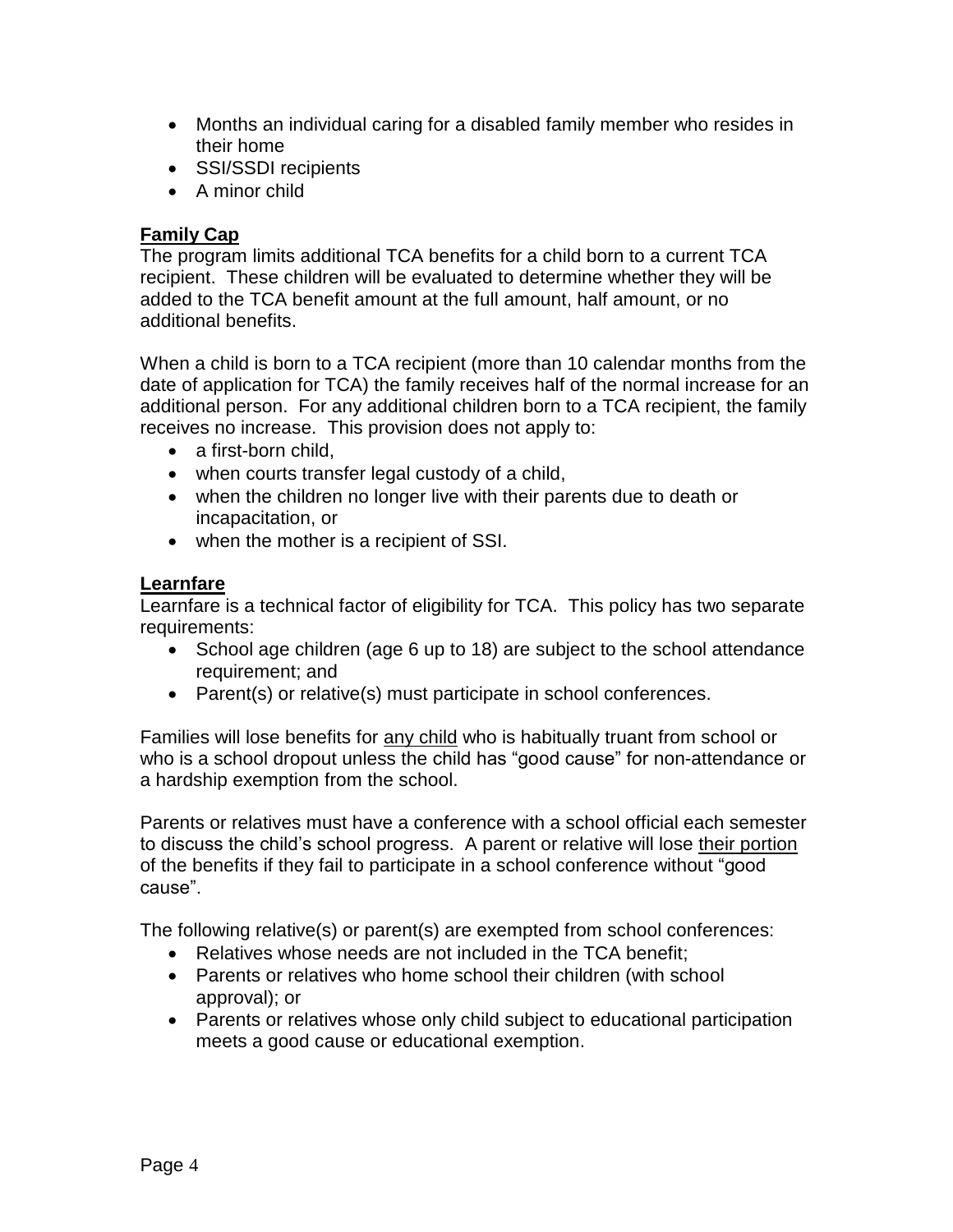- Months an individual caring for a disabled family member who resides in their home
- SSI/SSDI recipients
- A minor child

## Family Cap

The program limits additional TCA benefits for a child born to a current TCA recipient. These children will be evaluated to determine whether they will be added to the TCA benefit amount at the full amount, half amount, or no additional benefits.

When a child is born to a TCA recipient (more than 10 calendar months from the date of application for TCA) the family receives half of the normal increase for an additional person. For any additional children born to a TCA recipient, the family receives no increase. This provision does not apply to:

- a first-born child,
- when courts transfer legal custody of a child,
- when the children no longer live with their parents due to death or incapacitation, or
- when the mother is a recipient of SSI.

## Learnfare

Learnfare is a technical factor of eligibility for TCA. This policy has two separate requirements:

- School age children (age 6 up to 18) are subject to the school attendance requirement; and
- Parent(s) or relative(s) must participate in school conferences.

Families will lose benefits for <u>any child</u> who is habitually truant from school or who is a school dropout unless the child has "good cause" for non-attendance or a hardship exemption from the school.

Parents or relatives must have a conference with a school official each semester to discuss the child's school progress. A parent or relative will lose <u>their portion</u> of the benefits if they fail to participate in a school conference without "good cause".

The following relative(s) or parent(s) are exempted from school conferences:

- Relatives whose needs are not included in the TCA benefit;
- Parents or relatives who home school their children (with school approval); or
- Parents or relatives whose only child subject to educational participation meets a good cause or educational exemption.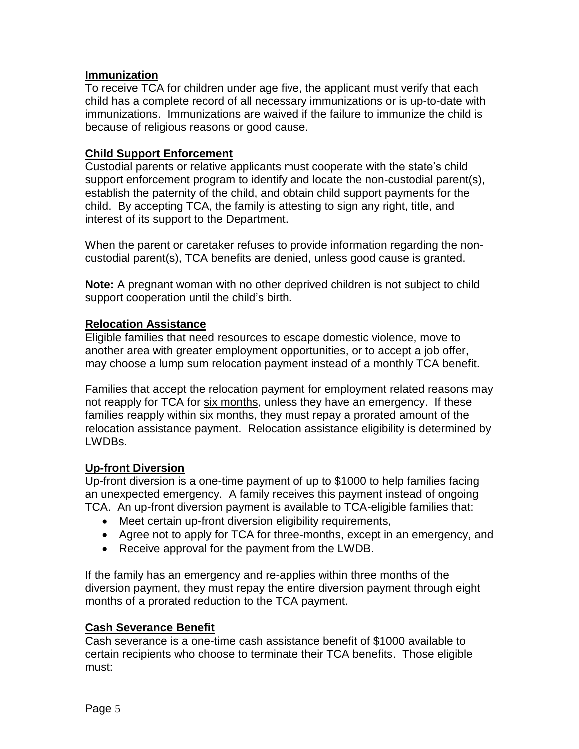### **Immunization**

To receive TCA for children under age five, the applicant must verify that each child has a complete record of all necessary immunizations or is up-to-date with immunizations. Immunizations are waived if the failure to immunize the child is because of religious reasons or good cause.

### **Child Support Enforcement**

Custodial parents or relative applicants must cooperate with the state's child support enforcement program to identify and locate the non-custodial parent(s), establish the paternity of the child, and obtain child support payments for the child. By accepting TCA, the family is attesting to sign any right, title, and interest of its support to the Department.

When the parent or caretaker refuses to provide information regarding the non-custodial parent(s), TCA benefits are denied, unless good cause is granted.

**Note:** A pregnant woman with no other deprived children is not subject to child support cooperation until the child's birth.

### **Relocation Assistance**

Eligible families that need resources to escape domestic violence, move to another area with greater employment opportunities, or to accept a job offer, may choose a lump sum relocation payment instead of a monthly TCA benefit.

Families that accept the relocation payment for employment related reasons may not reapply for TCA for six months, unless they have an emergency. If these families reapply within six months, they must repay a prorated amount of the relocation assistance payment. Relocation assistance eligibility is determined by LWDBs.

### **Up-front Diversion**

Up-front diversion is a one-time payment of up to $1000 to help families facing an unexpected emergency. A family receives this payment instead of ongoing TCA. An up-front diversion payment is available to TCA-eligible families that:

- Meet certain up-front diversion eligibility requirements,
- Agree not to apply for TCA for three-months, except in an emergency, and
- Receive approval for the payment from the LWDB.

If the family has an emergency and re-applies within three months of the diversion payment, they must repay the entire diversion payment through eight months of a prorated reduction to the TCA payment.

### **Cash Severance Benefit**

Cash severance is a one-time cash assistance benefit of $1000 available to certain recipients who choose to terminate their TCA benefits. Those eligible must: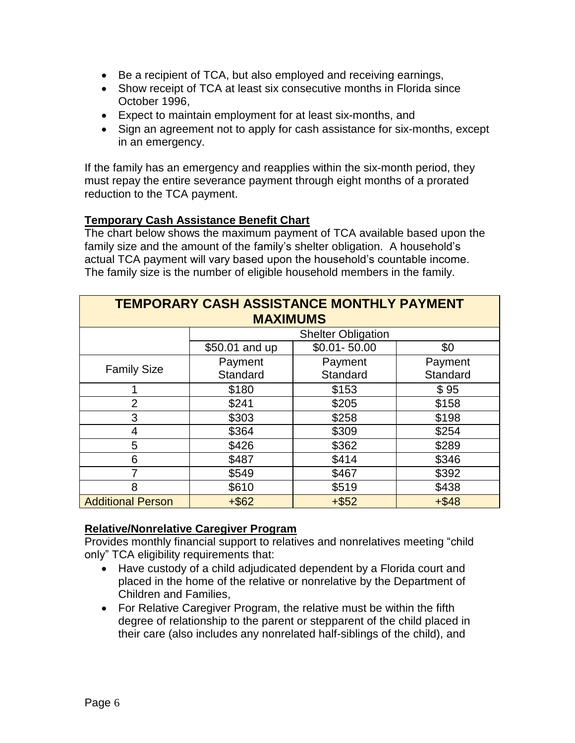- Be a recipient of TCA, but also employed and receiving earnings,
- Show receipt of TCA at least six consecutive months in Florida since October 1996,
- Expect to maintain employment for at least six-months, and
- Sign an agreement not to apply for cash assistance for six-months, except in an emergency.

If the family has an emergency and reapplies within the six-month period, they must repay the entire severance payment through eight months of a prorated reduction to the TCA payment.

**Temporary Cash Assistance Benefit Chart**

The chart below shows the maximum payment of TCA available based upon the family size and the amount of the family's shelter obligation. A household's actual TCA payment will vary based upon the household's countable income. The family size is the number of eligible household members in the family.

| TEMPORARY CASH ASSISTANCE MONTHLY PAYMENT MAXIMUMS | | | |
|---|---|---|---|
| | Shelter Obligation | | |
| | \$50.01 and up | \$0.01- 50.00 | \$0 |
| Family Size | Payment Standard | Payment Standard | Payment Standard |
| 1 | \$180 | \$153 | \$ 95 |
| 2 | \$241 | \$205 | \$158 |
| 3 | \$303 | \$258 | \$198 |
| 4 | \$364 | \$309 | \$254 |
| 5 | \$426 | \$362 | \$289 |
| 6 | \$487 | \$414 | \$346 |
| 7 | \$549 | \$467 | \$392 |
| 8 | \$610 | \$519 | \$438 |
| Additional Person | +\$62 | +\$52 | +\$48 |

**Relative/Nonrelative Caregiver Program**

Provides monthly financial support to relatives and nonrelatives meeting "child only" TCA eligibility requirements that:

- Have custody of a child adjudicated dependent by a Florida court and placed in the home of the relative or nonrelative by the Department of Children and Families,
- For Relative Caregiver Program, the relative must be within the fifth degree of relationship to the parent or stepparent of the child placed in their care (also includes any nonrelated half-siblings of the child), and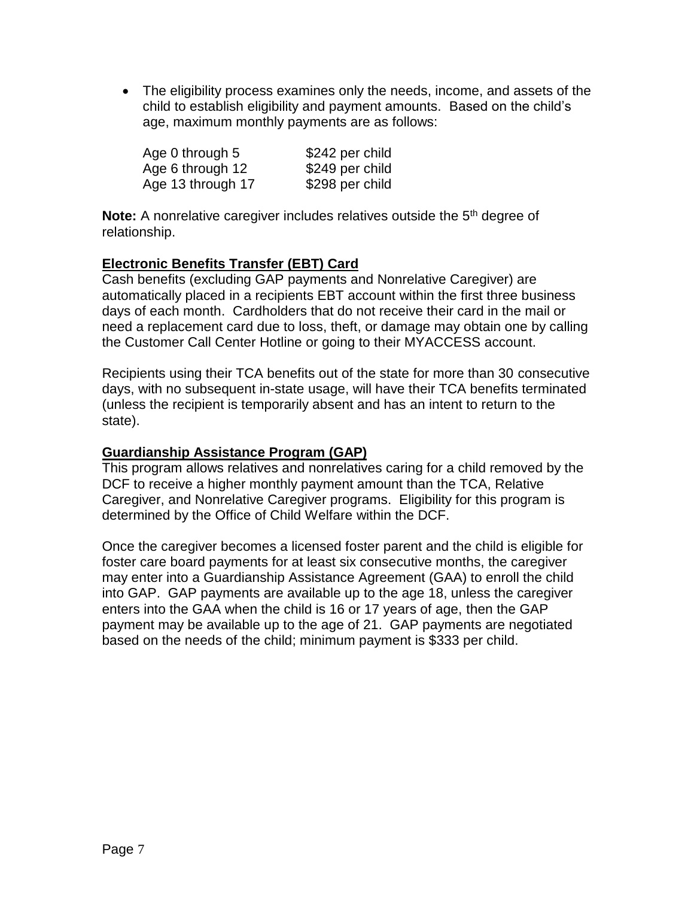- The eligibility process examines only the needs, income, and assets of the child to establish eligibility and payment amounts. Based on the child's age, maximum monthly payments are as follows:

| | |
|---|---|
| Age 0 through 5 | $242 per child |
| Age 6 through 12 | $249 per child |
| Age 13 through 17 | $298 per child |

**Note:** A nonrelative caregiver includes relatives outside the 5th degree of relationship.

**Electronic Benefits Transfer (EBT) Card**

Cash benefits (excluding GAP payments and Nonrelative Caregiver) are automatically placed in a recipients EBT account within the first three business days of each month. Cardholders that do not receive their card in the mail or need a replacement card due to loss, theft, or damage may obtain one by calling the Customer Call Center Hotline or going to their MYACCESS account.

Recipients using their TCA benefits out of the state for more than 30 consecutive days, with no subsequent in-state usage, will have their TCA benefits terminated (unless the recipient is temporarily absent and has an intent to return to the state).

**Guardianship Assistance Program (GAP)**

This program allows relatives and nonrelatives caring for a child removed by the DCF to receive a higher monthly payment amount than the TCA, Relative Caregiver, and Nonrelative Caregiver programs. Eligibility for this program is determined by the Office of Child Welfare within the DCF.

Once the caregiver becomes a licensed foster parent and the child is eligible for foster care board payments for at least six consecutive months, the caregiver may enter into a Guardianship Assistance Agreement (GAA) to enroll the child into GAP. GAP payments are available up to the age 18, unless the caregiver enters into the GAA when the child is 16 or 17 years of age, then the GAP payment may be available up to the age of 21. GAP payments are negotiated based on the needs of the child; minimum payment is $333 per child.